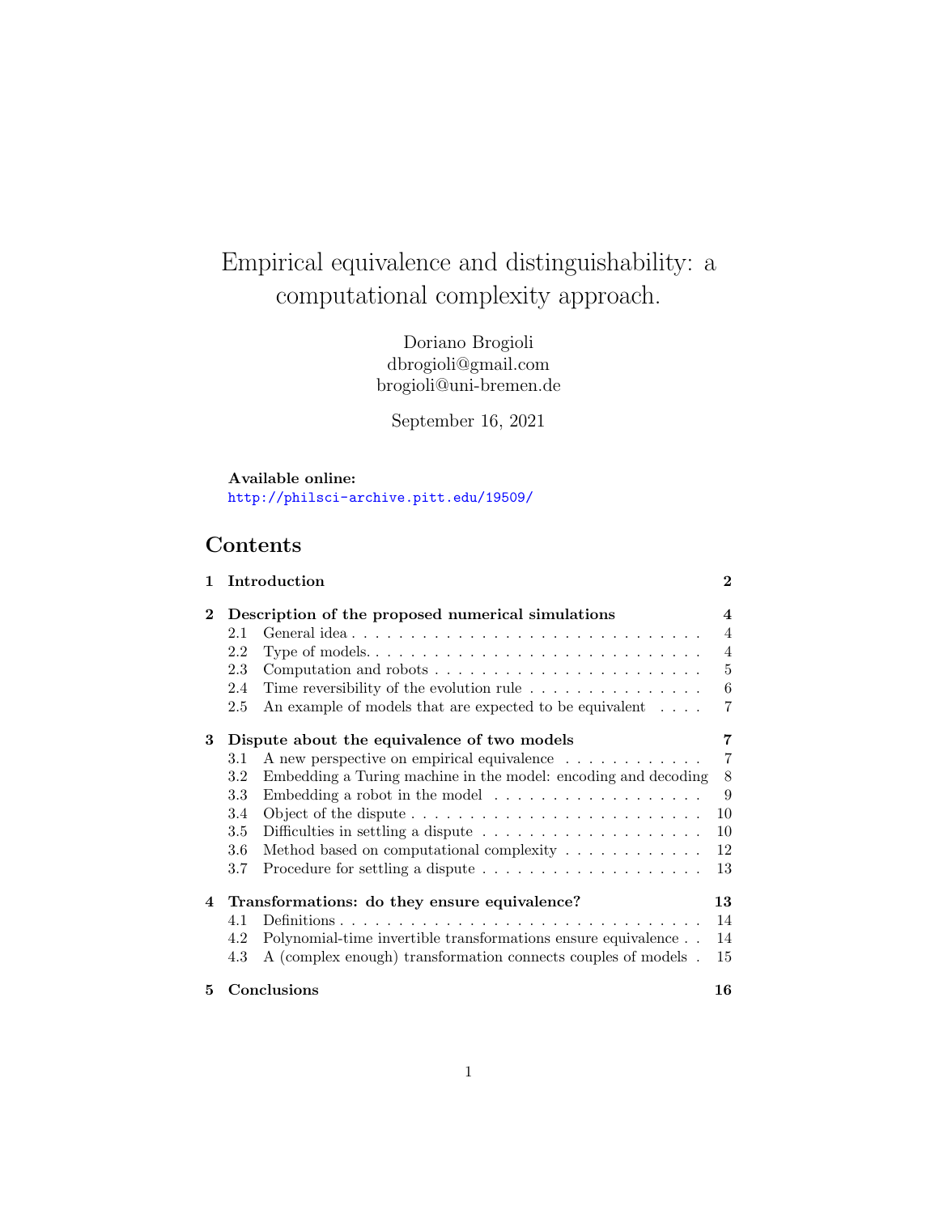# Empirical equivalence and distinguishability: a computational complexity approach.

Doriano Brogioli
dbrogioli@gmail.com
brogioli@uni-bremen.de

September 16, 2021

**Available online:**
http://philsci-archive.pitt.edu/19509/

## Contents

- **1 Introduction** — 2
- **2 Description of the proposed numerical simulations** — 4
  - 2.1 General idea — 4
  - 2.2 Type of models. — 4
  - 2.3 Computation and robots — 5
  - 2.4 Time reversibility of the evolution rule — 6
  - 2.5 An example of models that are expected to be equivalent — 7
- **3 Dispute about the equivalence of two models** — 7
  - 3.1 A new perspective on empirical equivalence — 7
  - 3.2 Embedding a Turing machine in the model: encoding and decoding — 8
  - 3.3 Embedding a robot in the model — 9
  - 3.4 Object of the dispute — 10
  - 3.5 Difficulties in settling a dispute — 10
  - 3.6 Method based on computational complexity — 12
  - 3.7 Procedure for settling a dispute — 13
- **4 Transformations: do they ensure equivalence?** — 13
  - 4.1 Definitions — 14
  - 4.2 Polynomial-time invertible transformations ensure equivalence — 14
  - 4.3 A (complex enough) transformation connects couples of models — 15
- **5 Conclusions** — 16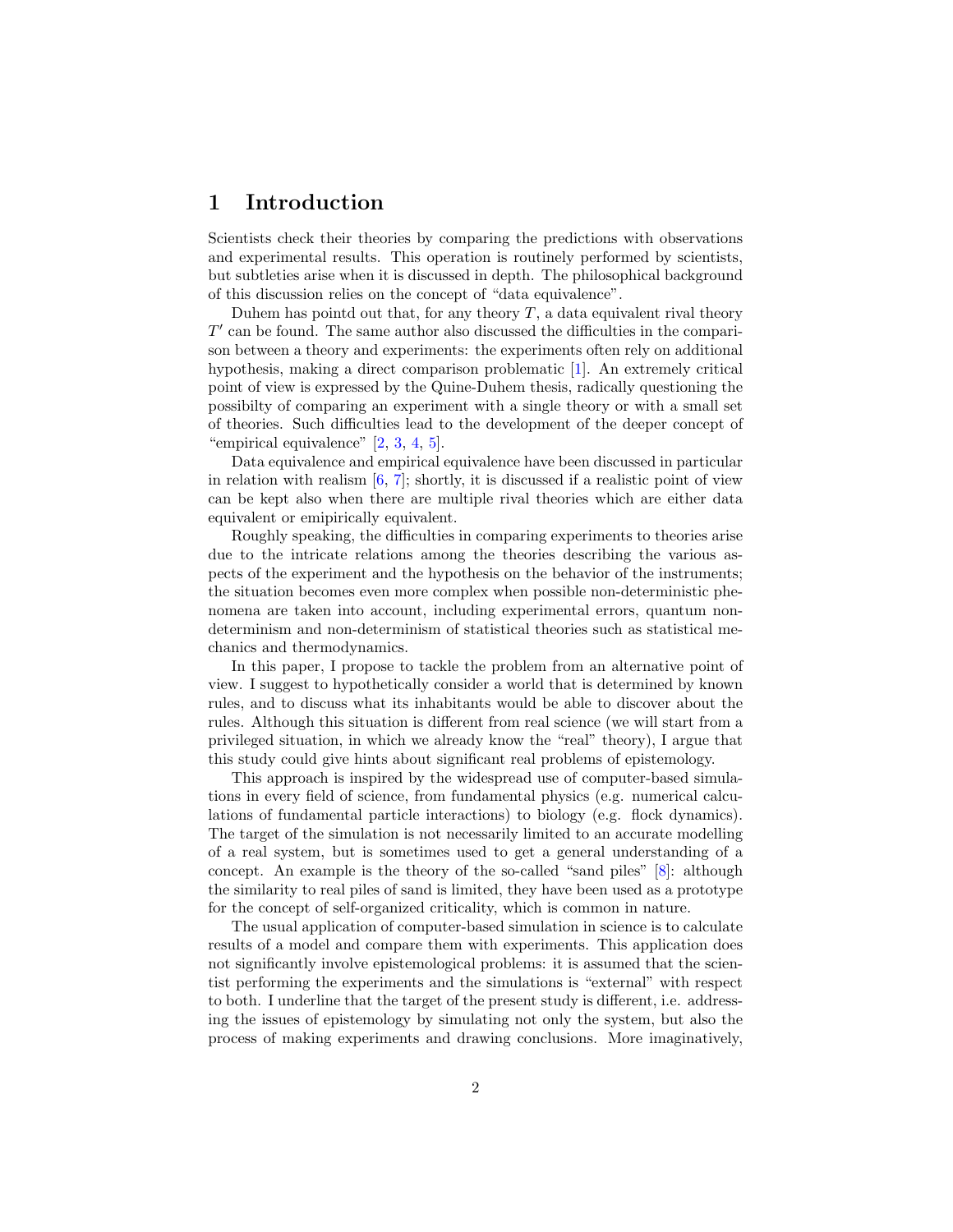# 1 Introduction

Scientists check their theories by comparing the predictions with observations and experimental results. This operation is routinely performed by scientists, but subtleties arise when it is discussed in depth. The philosophical background of this discussion relies on the concept of "data equivalence".

Duhem has pointd out that, for any theory $T$, a data equivalent rival theory $T'$ can be found. The same author also discussed the difficulties in the comparison between a theory and experiments: the experiments often rely on additional hypothesis, making a direct comparison problematic [1]. An extremely critical point of view is expressed by the Quine-Duhem thesis, radically questioning the possibilty of comparing an experiment with a single theory or with a small set of theories. Such difficulties lead to the development of the deeper concept of "empirical equivalence" [2, 3, 4, 5].

Data equivalence and empirical equivalence have been discussed in particular in relation with realism [6, 7]; shortly, it is discussed if a realistic point of view can be kept also when there are multiple rival theories which are either data equivalent or emipirically equivalent.

Roughly speaking, the difficulties in comparing experiments to theories arise due to the intricate relations among the theories describing the various aspects of the experiment and the hypothesis on the behavior of the instruments; the situation becomes even more complex when possible non-deterministic phenomena are taken into account, including experimental errors, quantum non-determinism and non-determinism of statistical theories such as statistical mechanics and thermodynamics.

In this paper, I propose to tackle the problem from an alternative point of view. I suggest to hypothetically consider a world that is determined by known rules, and to discuss what its inhabitants would be able to discover about the rules. Although this situation is different from real science (we will start from a privileged situation, in which we already know the "real" theory), I argue that this study could give hints about significant real problems of epistemology.

This approach is inspired by the widespread use of computer-based simulations in every field of science, from fundamental physics (e.g. numerical calculations of fundamental particle interactions) to biology (e.g. flock dynamics). The target of the simulation is not necessarily limited to an accurate modelling of a real system, but is sometimes used to get a general understanding of a concept. An example is the theory of the so-called "sand piles" [8]: although the similarity to real piles of sand is limited, they have been used as a prototype for the concept of self-organized criticality, which is common in nature.

The usual application of computer-based simulation in science is to calculate results of a model and compare them with experiments. This application does not significantly involve epistemological problems: it is assumed that the scientist performing the experiments and the simulations is "external" with respect to both. I underline that the target of the present study is different, i.e. addressing the issues of epistemology by simulating not only the system, but also the process of making experiments and drawing conclusions. More imaginatively,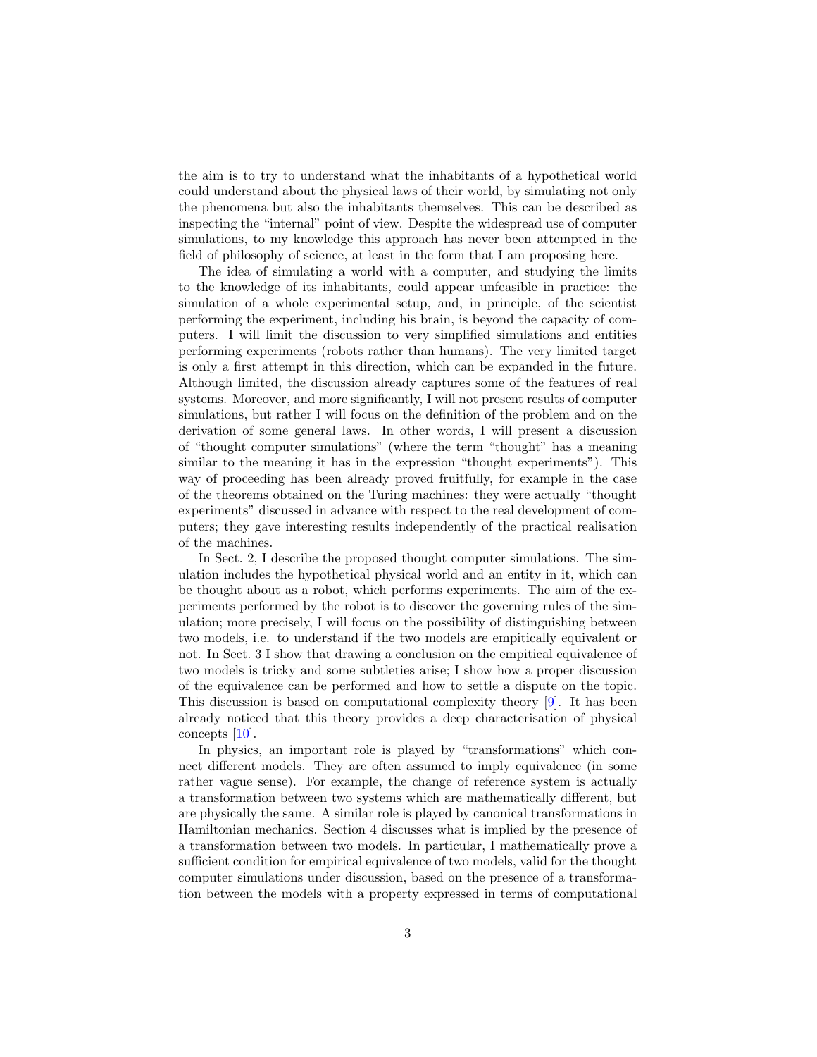the aim is to try to understand what the inhabitants of a hypothetical world could understand about the physical laws of their world, by simulating not only the phenomena but also the inhabitants themselves. This can be described as inspecting the "internal" point of view. Despite the widespread use of computer simulations, to my knowledge this approach has never been attempted in the field of philosophy of science, at least in the form that I am proposing here.

The idea of simulating a world with a computer, and studying the limits to the knowledge of its inhabitants, could appear unfeasible in practice: the simulation of a whole experimental setup, and, in principle, of the scientist performing the experiment, including his brain, is beyond the capacity of computers. I will limit the discussion to very simplified simulations and entities performing experiments (robots rather than humans). The very limited target is only a first attempt in this direction, which can be expanded in the future. Although limited, the discussion already captures some of the features of real systems. Moreover, and more significantly, I will not present results of computer simulations, but rather I will focus on the definition of the problem and on the derivation of some general laws. In other words, I will present a discussion of "thought computer simulations" (where the term "thought" has a meaning similar to the meaning it has in the expression "thought experiments"). This way of proceeding has been already proved fruitfully, for example in the case of the theorems obtained on the Turing machines: they were actually "thought experiments" discussed in advance with respect to the real development of computers; they gave interesting results independently of the practical realisation of the machines.

In Sect. 2, I describe the proposed thought computer simulations. The simulation includes the hypothetical physical world and an entity in it, which can be thought about as a robot, which performs experiments. The aim of the experiments performed by the robot is to discover the governing rules of the simulation; more precisely, I will focus on the possibility of distinguishing between two models, i.e. to understand if the two models are empitically equivalent or not. In Sect. 3 I show that drawing a conclusion on the empitical equivalence of two models is tricky and some subtleties arise; I show how a proper discussion of the equivalence can be performed and how to settle a dispute on the topic. This discussion is based on computational complexity theory [9]. It has been already noticed that this theory provides a deep characterisation of physical concepts [10].

In physics, an important role is played by "transformations" which connect different models. They are often assumed to imply equivalence (in some rather vague sense). For example, the change of reference system is actually a transformation between two systems which are mathematically different, but are physically the same. A similar role is played by canonical transformations in Hamiltonian mechanics. Section 4 discusses what is implied by the presence of a transformation between two models. In particular, I mathematically prove a sufficient condition for empirical equivalence of two models, valid for the thought computer simulations under discussion, based on the presence of a transformation between the models with a property expressed in terms of computational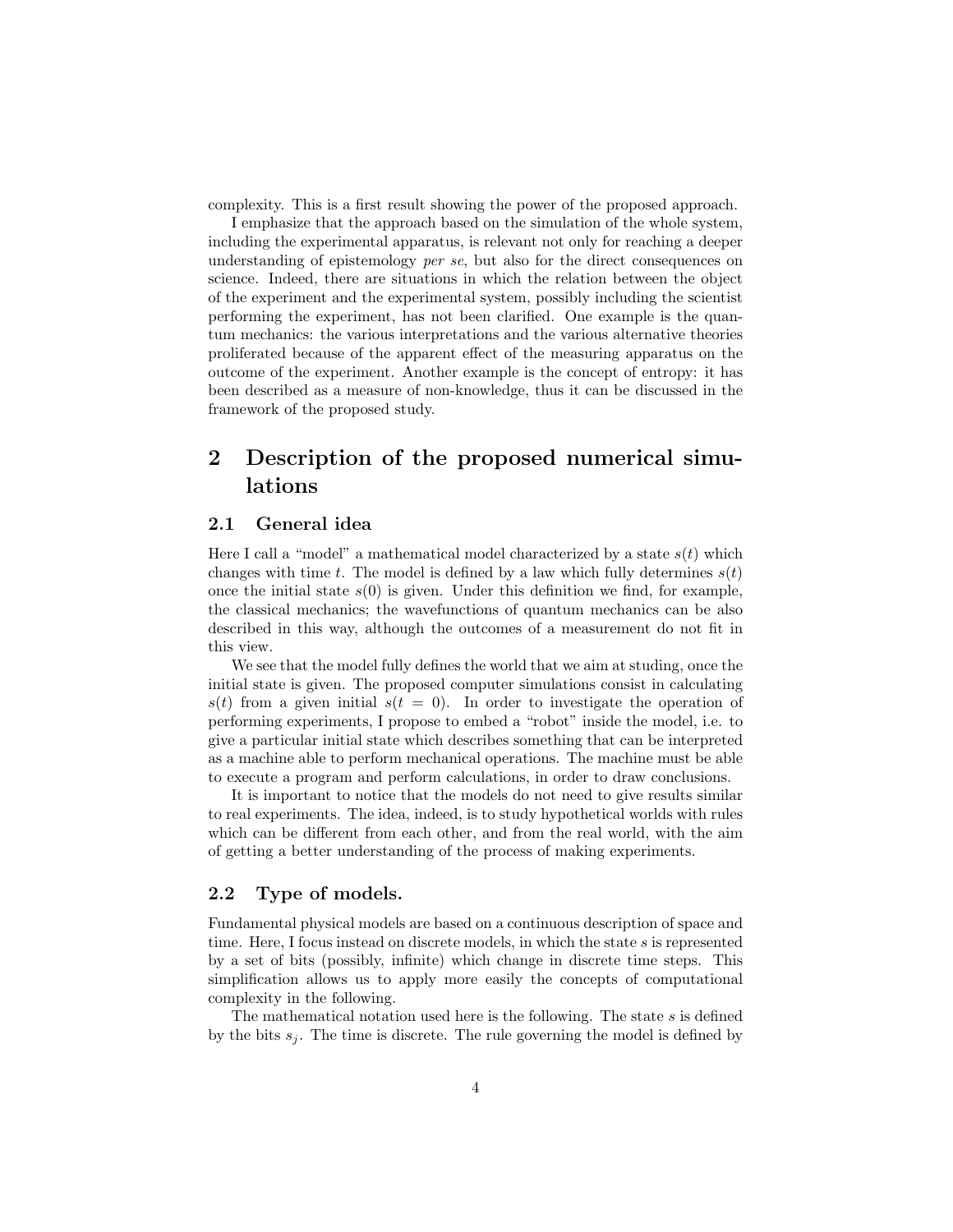complexity. This is a first result showing the power of the proposed approach.

I emphasize that the approach based on the simulation of the whole system, including the experimental apparatus, is relevant not only for reaching a deeper understanding of epistemology *per se*, but also for the direct consequences on science. Indeed, there are situations in which the relation between the object of the experiment and the experimental system, possibly including the scientist performing the experiment, has not been clarified. One example is the quantum mechanics: the various interpretations and the various alternative theories proliferated because of the apparent effect of the measuring apparatus on the outcome of the experiment. Another example is the concept of entropy: it has been described as a measure of non-knowledge, thus it can be discussed in the framework of the proposed study.

# 2 Description of the proposed numerical simulations

## 2.1 General idea

Here I call a "model" a mathematical model characterized by a state $s(t)$ which changes with time $t$. The model is defined by a law which fully determines $s(t)$ once the initial state $s(0)$ is given. Under this definition we find, for example, the classical mechanics; the wavefunctions of quantum mechanics can be also described in this way, although the outcomes of a measurement do not fit in this view.

We see that the model fully defines the world that we aim at studing, once the initial state is given. The proposed computer simulations consist in calculating $s(t)$ from a given initial $s(t = 0)$. In order to investigate the operation of performing experiments, I propose to embed a "robot" inside the model, i.e. to give a particular initial state which describes something that can be interpreted as a machine able to perform mechanical operations. The machine must be able to execute a program and perform calculations, in order to draw conclusions.

It is important to notice that the models do not need to give results similar to real experiments. The idea, indeed, is to study hypothetical worlds with rules which can be different from each other, and from the real world, with the aim of getting a better understanding of the process of making experiments.

## 2.2 Type of models.

Fundamental physical models are based on a continuous description of space and time. Here, I focus instead on discrete models, in which the state $s$ is represented by a set of bits (possibly, infinite) which change in discrete time steps. This simplification allows us to apply more easily the concepts of computational complexity in the following.

The mathematical notation used here is the following. The state $s$ is defined by the bits $s_j$. The time is discrete. The rule governing the model is defined by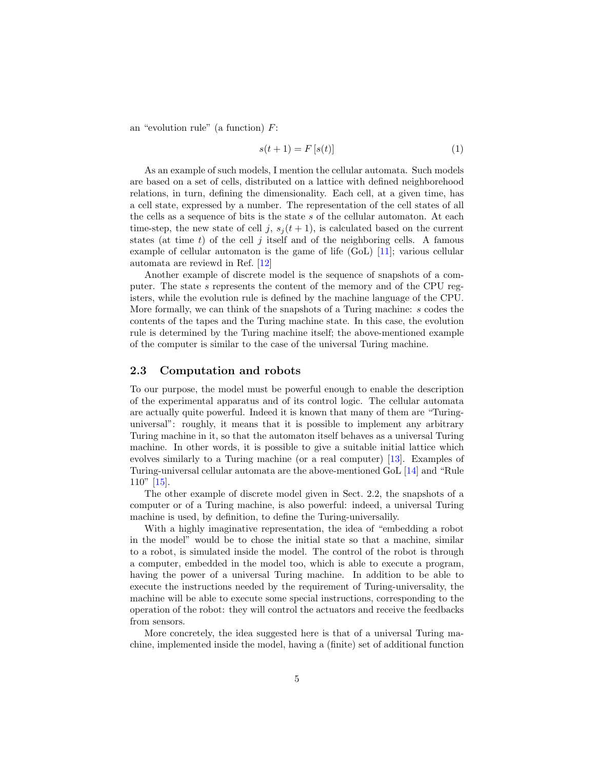an "evolution rule" (a function) $F$:

$$s(t+1) = F\left[s(t)\right] \tag{1}$$

As an example of such models, I mention the cellular automata. Such models are based on a set of cells, distributed on a lattice with defined neighborehood relations, in turn, defining the dimensionality. Each cell, at a given time, has a cell state, expressed by a number. The representation of the cell states of all the cells as a sequence of bits is the state $s$ of the cellular automaton. At each time-step, the new state of cell $j$, $s_j(t+1)$, is calculated based on the current states (at time $t$) of the cell $j$ itself and of the neighboring cells. A famous example of cellular automaton is the game of life (GoL) [11]; various cellular automata are reviewd in Ref. [12]

Another example of discrete model is the sequence of snapshots of a computer. The state $s$ represents the content of the memory and of the CPU registers, while the evolution rule is defined by the machine language of the CPU. More formally, we can think of the snapshots of a Turing machine: $s$ codes the contents of the tapes and the Turing machine state. In this case, the evolution rule is determined by the Turing machine itself; the above-mentioned example of the computer is similar to the case of the universal Turing machine.

## 2.3 Computation and robots

To our purpose, the model must be powerful enough to enable the description of the experimental apparatus and of its control logic. The cellular automata are actually quite powerful. Indeed it is known that many of them are "Turing-universal": roughly, it means that it is possible to implement any arbitrary Turing machine in it, so that the automaton itself behaves as a universal Turing machine. In other words, it is possible to give a suitable initial lattice which evolves similarly to a Turing machine (or a real computer) [13]. Examples of Turing-universal cellular automata are the above-mentioned GoL [14] and "Rule 110" [15].

The other example of discrete model given in Sect. 2.2, the snapshots of a computer or of a Turing machine, is also powerful: indeed, a universal Turing machine is used, by definition, to define the Turing-universalily.

With a highly imaginative representation, the idea of "embedding a robot in the model" would be to chose the initial state so that a machine, similar to a robot, is simulated inside the model. The control of the robot is through a computer, embedded in the model too, which is able to execute a program, having the power of a universal Turing machine. In addition to be able to execute the instructions needed by the requirement of Turing-universality, the machine will be able to execute some special instructions, corresponding to the operation of the robot: they will control the actuators and receive the feedbacks from sensors.

More concretely, the idea suggested here is that of a universal Turing machine, implemented inside the model, having a (finite) set of additional function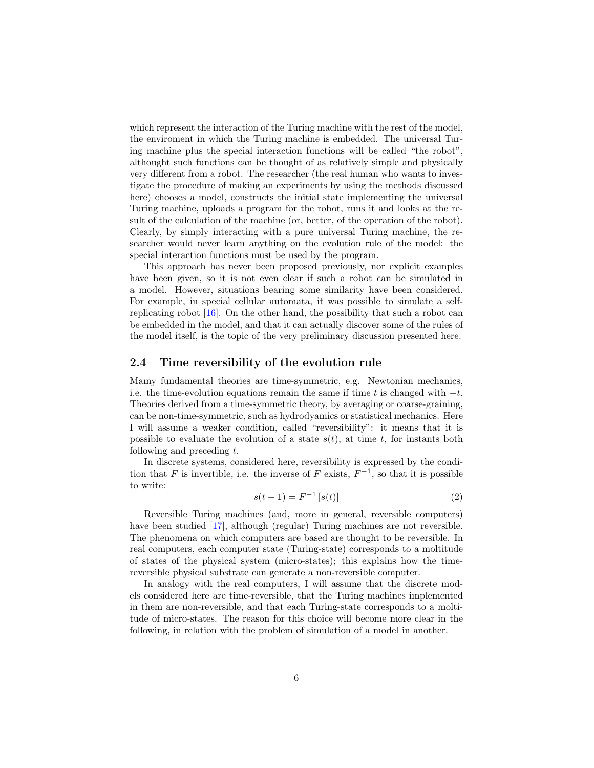which represent the interaction of the Turing machine with the rest of the model, the enviroment in which the Turing machine is embedded. The universal Turing machine plus the special interaction functions will be called "the robot", althought such functions can be thought of as relatively simple and physically very different from a robot. The researcher (the real human who wants to investigate the procedure of making an experiments by using the methods discussed here) chooses a model, constructs the initial state implementing the universal Turing machine, uploads a program for the robot, runs it and looks at the result of the calculation of the machine (or, better, of the operation of the robot). Clearly, by simply interacting with a pure universal Turing machine, the researcher would never learn anything on the evolution rule of the model: the special interaction functions must be used by the program.

This approach has never been proposed previously, nor explicit examples have been given, so it is not even clear if such a robot can be simulated in a model. However, situations bearing some similarity have been considered. For example, in special cellular automata, it was possible to simulate a self-replicating robot [16]. On the other hand, the possibility that such a robot can be embedded in the model, and that it can actually discover some of the rules of the model itself, is the topic of the very preliminary discussion presented here.

### 2.4 Time reversibility of the evolution rule

Mamy fundamental theories are time-symmetric, e.g. Newtonian mechanics, i.e. the time-evolution equations remain the same if time $t$ is changed with $-t$. Theories derived from a time-symmetric theory, by averaging or coarse-graining, can be non-time-symmetric, such as hydrodyamics or statistical mechanics. Here I will assume a weaker condition, called "reversibility": it means that it is possible to evaluate the evolution of a state $s(t)$, at time $t$, for instants both following and preceding $t$.

In discrete systems, considered here, reversibility is expressed by the condition that $F$ is invertible, i.e. the inverse of $F$ exists, $F^{-1}$, so that it is possible to write:

$$s(t-1) = F^{-1}[s(t)] \tag{2}$$

Reversible Turing machines (and, more in general, reversible computers) have been studied [17], although (regular) Turing machines are not reversible. The phenomena on which computers are based are thought to be reversible. In real computers, each computer state (Turing-state) corresponds to a moltitude of states of the physical system (micro-states); this explains how the time-reversible physical substrate can generate a non-reversible computer.

In analogy with the real computers, I will assume that the discrete models considered here are time-reversible, that the Turing machines implemented in them are non-reversible, and that each Turing-state corresponds to a moltitude of micro-states. The reason for this choice will become more clear in the following, in relation with the problem of simulation of a model in another.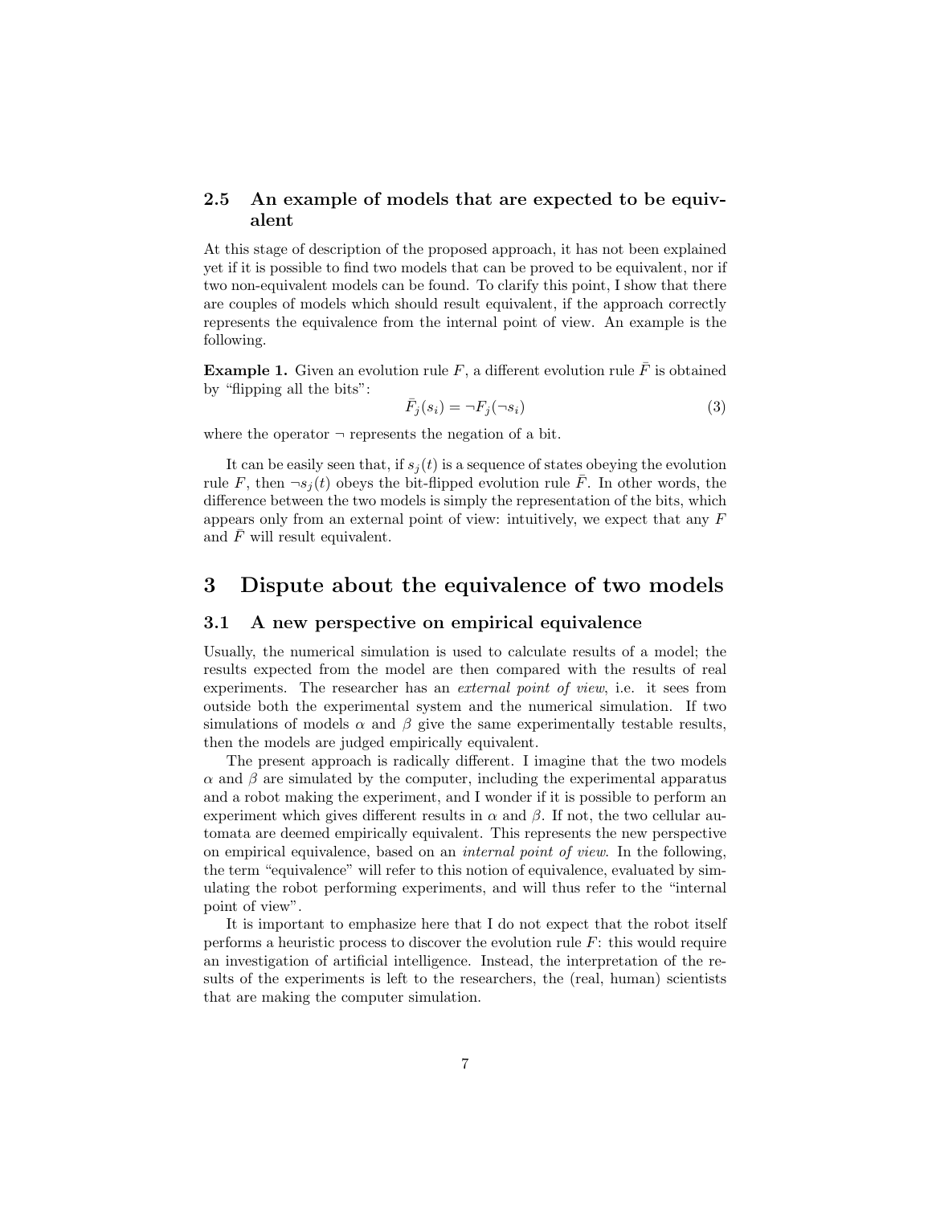### 2.5 An example of models that are expected to be equivalent

At this stage of description of the proposed approach, it has not been explained yet if it is possible to find two models that can be proved to be equivalent, nor if two non-equivalent models can be found. To clarify this point, I show that there are couples of models which should result equivalent, if the approach correctly represents the equivalence from the internal point of view. An example is the following.

**Example 1.** Given an evolution rule $F$, a different evolution rule $\bar{F}$ is obtained by "flipping all the bits":

$$\bar{F}_j(s_i) = \neg F_j(\neg s_i) \tag{3}$$

where the operator $\neg$ represents the negation of a bit.

It can be easily seen that, if $s_j(t)$ is a sequence of states obeying the evolution rule $F$, then $\neg s_j(t)$ obeys the bit-flipped evolution rule $\bar{F}$. In other words, the difference between the two models is simply the representation of the bits, which appears only from an external point of view: intuitively, we expect that any $F$ and $\bar{F}$ will result equivalent.

## 3 Dispute about the equivalence of two models

### 3.1 A new perspective on empirical equivalence

Usually, the numerical simulation is used to calculate results of a model; the results expected from the model are then compared with the results of real experiments. The researcher has an *external point of view*, i.e. it sees from outside both the experimental system and the numerical simulation. If two simulations of models $\alpha$ and $\beta$ give the same experimentally testable results, then the models are judged empirically equivalent.

The present approach is radically different. I imagine that the two models $\alpha$ and $\beta$ are simulated by the computer, including the experimental apparatus and a robot making the experiment, and I wonder if it is possible to perform an experiment which gives different results in $\alpha$ and $\beta$. If not, the two cellular automata are deemed empirically equivalent. This represents the new perspective on empirical equivalence, based on an *internal point of view*. In the following, the term "equivalence" will refer to this notion of equivalence, evaluated by simulating the robot performing experiments, and will thus refer to the "internal point of view".

It is important to emphasize here that I do not expect that the robot itself performs a heuristic process to discover the evolution rule $F$: this would require an investigation of artificial intelligence. Instead, the interpretation of the results of the experiments is left to the researchers, the (real, human) scientists that are making the computer simulation.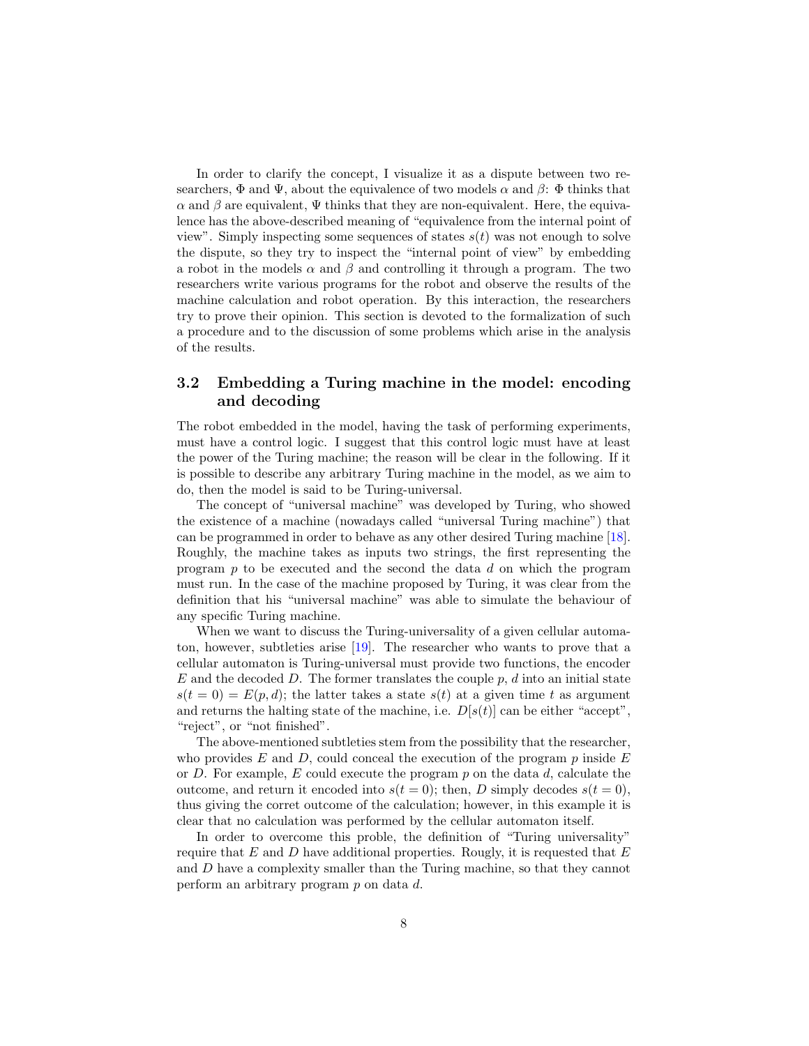In order to clarify the concept, I visualize it as a dispute between two researchers, $\Phi$ and $\Psi$, about the equivalence of two models $\alpha$ and $\beta$: $\Phi$ thinks that $\alpha$ and $\beta$ are equivalent, $\Psi$ thinks that they are non-equivalent. Here, the equivalence has the above-described meaning of "equivalence from the internal point of view". Simply inspecting some sequences of states $s(t)$ was not enough to solve the dispute, so they try to inspect the "internal point of view" by embedding a robot in the models $\alpha$ and $\beta$ and controlling it through a program. The two researchers write various programs for the robot and observe the results of the machine calculation and robot operation. By this interaction, the researchers try to prove their opinion. This section is devoted to the formalization of such a procedure and to the discussion of some problems which arise in the analysis of the results.

### 3.2 Embedding a Turing machine in the model: encoding and decoding

The robot embedded in the model, having the task of performing experiments, must have a control logic. I suggest that this control logic must have at least the power of the Turing machine; the reason will be clear in the following. If it is possible to describe any arbitrary Turing machine in the model, as we aim to do, then the model is said to be Turing-universal.

The concept of "universal machine" was developed by Turing, who showed the existence of a machine (nowadays called "universal Turing machine") that can be programmed in order to behave as any other desired Turing machine [18]. Roughly, the machine takes as inputs two strings, the first representing the program $p$ to be executed and the second the data $d$ on which the program must run. In the case of the machine proposed by Turing, it was clear from the definition that his "universal machine" was able to simulate the behaviour of any specific Turing machine.

When we want to discuss the Turing-universality of a given cellular automaton, however, subtleties arise [19]. The researcher who wants to prove that a cellular automaton is Turing-universal must provide two functions, the encoder $E$ and the decoded $D$. The former translates the couple $p$, $d$ into an initial state $s(t=0) = E(p, d)$; the latter takes a state $s(t)$ at a given time $t$ as argument and returns the halting state of the machine, i.e. $D[s(t)]$ can be either "accept", "reject", or "not finished".

The above-mentioned subtleties stem from the possibility that the researcher, who provides $E$ and $D$, could conceal the execution of the program $p$ inside $E$ or $D$. For example, $E$ could execute the program $p$ on the data $d$, calculate the outcome, and return it encoded into $s(t=0)$; then, $D$ simply decodes $s(t=0)$, thus giving the corret outcome of the calculation; however, in this example it is clear that no calculation was performed by the cellular automaton itself.

In order to overcome this proble, the definition of "Turing universality" require that $E$ and $D$ have additional properties. Rougly, it is requested that $E$ and $D$ have a complexity smaller than the Turing machine, so that they cannot perform an arbitrary program $p$ on data $d$.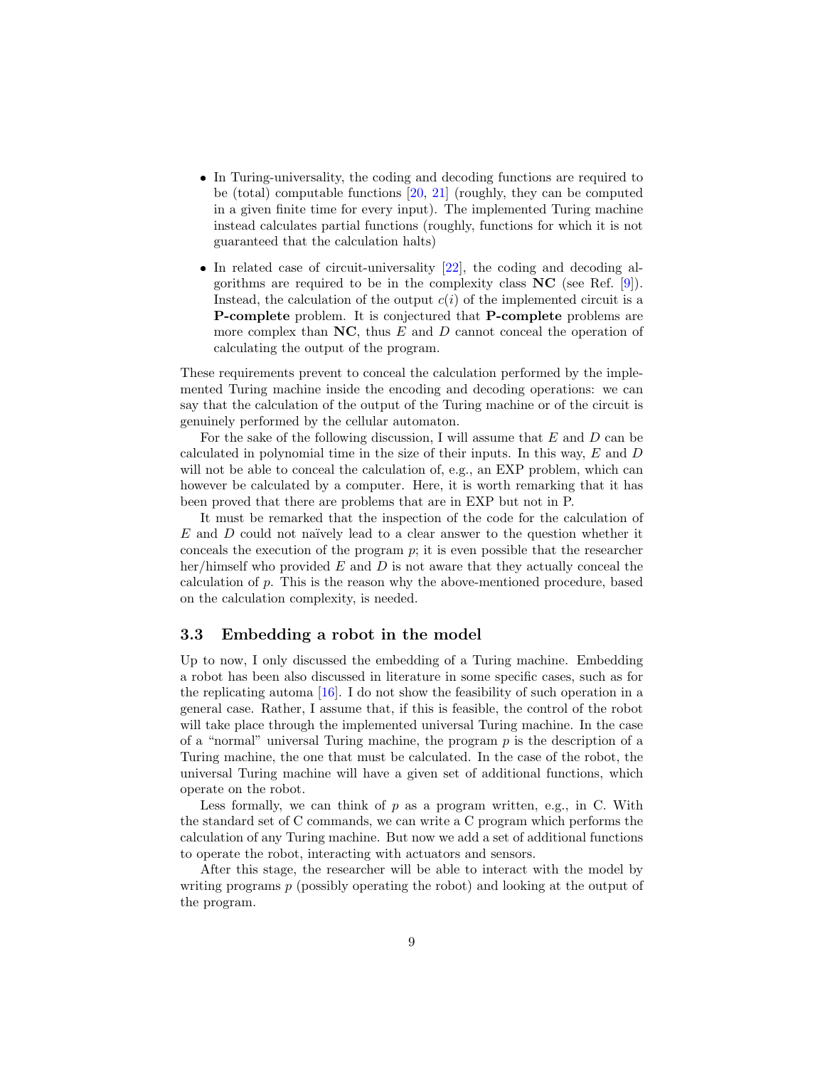- In Turing-universality, the coding and decoding functions are required to be (total) computable functions [20, 21] (roughly, they can be computed in a given finite time for every input). The implemented Turing machine instead calculates partial functions (roughly, functions for which it is not guaranteed that the calculation halts)
- In related case of circuit-universality [22], the coding and decoding algorithms are required to be in the complexity class **NC** (see Ref. [9]). Instead, the calculation of the output $c(i)$ of the implemented circuit is a **P-complete** problem. It is conjectured that **P-complete** problems are more complex than **NC**, thus $E$ and $D$ cannot conceal the operation of calculating the output of the program.

These requirements prevent to conceal the calculation performed by the implemented Turing machine inside the encoding and decoding operations: we can say that the calculation of the output of the Turing machine or of the circuit is genuinely performed by the cellular automaton.

For the sake of the following discussion, I will assume that $E$ and $D$ can be calculated in polynomial time in the size of their inputs. In this way, $E$ and $D$ will not be able to conceal the calculation of, e.g., an EXP problem, which can however be calculated by a computer. Here, it is worth remarking that it has been proved that there are problems that are in EXP but not in P.

It must be remarked that the inspection of the code for the calculation of $E$ and $D$ could not naïvely lead to a clear answer to the question whether it conceals the execution of the program $p$; it is even possible that the researcher her/himself who provided $E$ and $D$ is not aware that they actually conceal the calculation of $p$. This is the reason why the above-mentioned procedure, based on the calculation complexity, is needed.

### 3.3 Embedding a robot in the model

Up to now, I only discussed the embedding of a Turing machine. Embedding a robot has been also discussed in literature in some specific cases, such as for the replicating automa [16]. I do not show the feasibility of such operation in a general case. Rather, I assume that, if this is feasible, the control of the robot will take place through the implemented universal Turing machine. In the case of a "normal" universal Turing machine, the program $p$ is the description of a Turing machine, the one that must be calculated. In the case of the robot, the universal Turing machine will have a given set of additional functions, which operate on the robot.

Less formally, we can think of $p$ as a program written, e.g., in C. With the standard set of C commands, we can write a C program which performs the calculation of any Turing machine. But now we add a set of additional functions to operate the robot, interacting with actuators and sensors.

After this stage, the researcher will be able to interact with the model by writing programs $p$ (possibly operating the robot) and looking at the output of the program.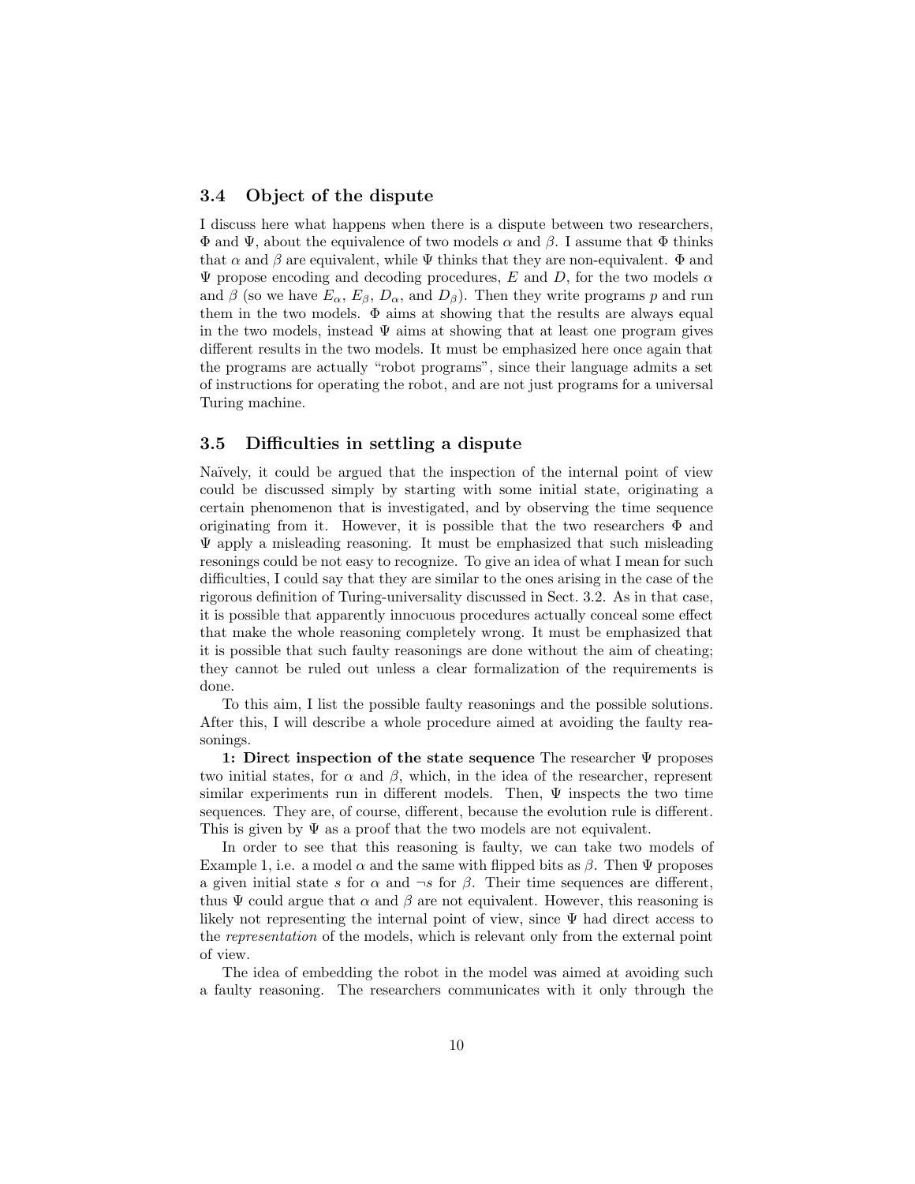### 3.4 Object of the dispute

I discuss here what happens when there is a dispute between two researchers, $\Phi$ and $\Psi$, about the equivalence of two models $\alpha$ and $\beta$. I assume that $\Phi$ thinks that $\alpha$ and $\beta$ are equivalent, while $\Psi$ thinks that they are non-equivalent. $\Phi$ and $\Psi$ propose encoding and decoding procedures, $E$ and $D$, for the two models $\alpha$ and $\beta$ (so we have $E_\alpha$, $E_\beta$, $D_\alpha$, and $D_\beta$). Then they write programs $p$ and run them in the two models. $\Phi$ aims at showing that the results are always equal in the two models, instead $\Psi$ aims at showing that at least one program gives different results in the two models. It must be emphasized here once again that the programs are actually "robot programs", since their language admits a set of instructions for operating the robot, and are not just programs for a universal Turing machine.

### 3.5 Difficulties in settling a dispute

Naïvely, it could be argued that the inspection of the internal point of view could be discussed simply by starting with some initial state, originating a certain phenomenon that is investigated, and by observing the time sequence originating from it. However, it is possible that the two researchers $\Phi$ and $\Psi$ apply a misleading reasoning. It must be emphasized that such misleading resonings could be not easy to recognize. To give an idea of what I mean for such difficulties, I could say that they are similar to the ones arising in the case of the rigorous definition of Turing-universality discussed in Sect. 3.2. As in that case, it is possible that apparently innocuous procedures actually conceal some effect that make the whole reasoning completely wrong. It must be emphasized that it is possible that such faulty reasonings are done without the aim of cheating; they cannot be ruled out unless a clear formalization of the requirements is done.

To this aim, I list the possible faulty reasonings and the possible solutions. After this, I will describe a whole procedure aimed at avoiding the faulty reasonings.

**1: Direct inspection of the state sequence** The researcher $\Psi$ proposes two initial states, for $\alpha$ and $\beta$, which, in the idea of the researcher, represent similar experiments run in different models. Then, $\Psi$ inspects the two time sequences. They are, of course, different, because the evolution rule is different. This is given by $\Psi$ as a proof that the two models are not equivalent.

In order to see that this reasoning is faulty, we can take two models of Example 1, i.e. a model $\alpha$ and the same with flipped bits as $\beta$. Then $\Psi$ proposes a given initial state $s$ for $\alpha$ and $\neg s$ for $\beta$. Their time sequences are different, thus $\Psi$ could argue that $\alpha$ and $\beta$ are not equivalent. However, this reasoning is likely not representing the internal point of view, since $\Psi$ had direct access to the *representation* of the models, which is relevant only from the external point of view.

The idea of embedding the robot in the model was aimed at avoiding such a faulty reasoning. The researchers communicates with it only through the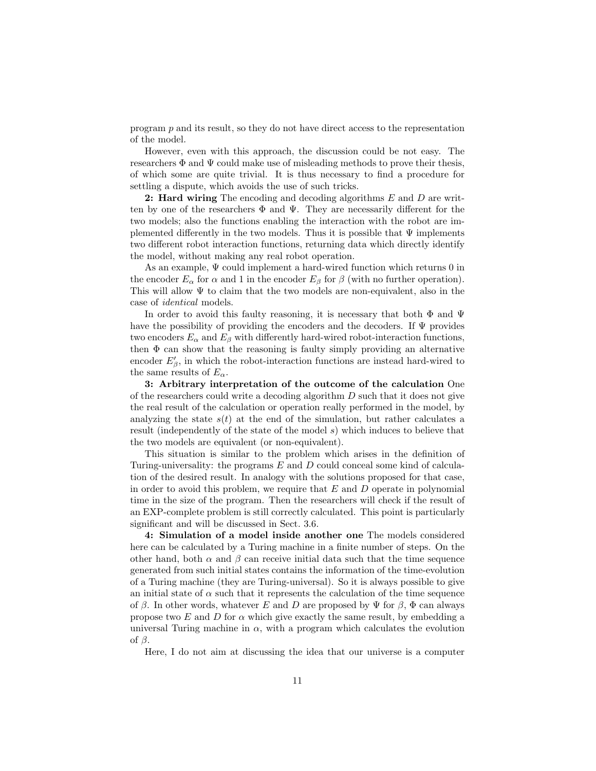program $p$ and its result, so they do not have direct access to the representation of the model.

However, even with this approach, the discussion could be not easy. The researchers $\Phi$ and $\Psi$ could make use of misleading methods to prove their thesis, of which some are quite trivial. It is thus necessary to find a procedure for settling a dispute, which avoids the use of such tricks.

**2: Hard wiring** The encoding and decoding algorithms $E$ and $D$ are written by one of the researchers $\Phi$ and $\Psi$. They are necessarily different for the two models; also the functions enabling the interaction with the robot are implemented differently in the two models. Thus it is possible that $\Psi$ implements two different robot interaction functions, returning data which directly identify the model, without making any real robot operation.

As an example, $\Psi$ could implement a hard-wired function which returns 0 in the encoder $E_\alpha$ for $\alpha$ and 1 in the encoder $E_\beta$ for $\beta$ (with no further operation). This will allow $\Psi$ to claim that the two models are non-equivalent, also in the case of *identical* models.

In order to avoid this faulty reasoning, it is necessary that both $\Phi$ and $\Psi$ have the possibility of providing the encoders and the decoders. If $\Psi$ provides two encoders $E_\alpha$ and $E_\beta$ with differently hard-wired robot-interaction functions, then $\Phi$ can show that the reasoning is faulty simply providing an alternative encoder $E'_\beta$, in which the robot-interaction functions are instead hard-wired to the same results of $E_\alpha$.

**3: Arbitrary interpretation of the outcome of the calculation** One of the researchers could write a decoding algorithm $D$ such that it does not give the real result of the calculation or operation really performed in the model, by analyzing the state $s(t)$ at the end of the simulation, but rather calculates a result (independently of the state of the model $s$) which induces to believe that the two models are equivalent (or non-equivalent).

This situation is similar to the problem which arises in the definition of Turing-universality: the programs $E$ and $D$ could conceal some kind of calculation of the desired result. In analogy with the solutions proposed for that case, in order to avoid this problem, we require that $E$ and $D$ operate in polynomial time in the size of the program. Then the researchers will check if the result of an EXP-complete problem is still correctly calculated. This point is particularly significant and will be discussed in Sect. 3.6.

**4: Simulation of a model inside another one** The models considered here can be calculated by a Turing machine in a finite number of steps. On the other hand, both $\alpha$ and $\beta$ can receive initial data such that the time sequence generated from such initial states contains the information of the time-evolution of a Turing machine (they are Turing-universal). So it is always possible to give an initial state of $\alpha$ such that it represents the calculation of the time sequence of $\beta$. In other words, whatever $E$ and $D$ are proposed by $\Psi$ for $\beta$, $\Phi$ can always propose two $E$ and $D$ for $\alpha$ which give exactly the same result, by embedding a universal Turing machine in $\alpha$, with a program which calculates the evolution of $\beta$.

Here, I do not aim at discussing the idea that our universe is a computer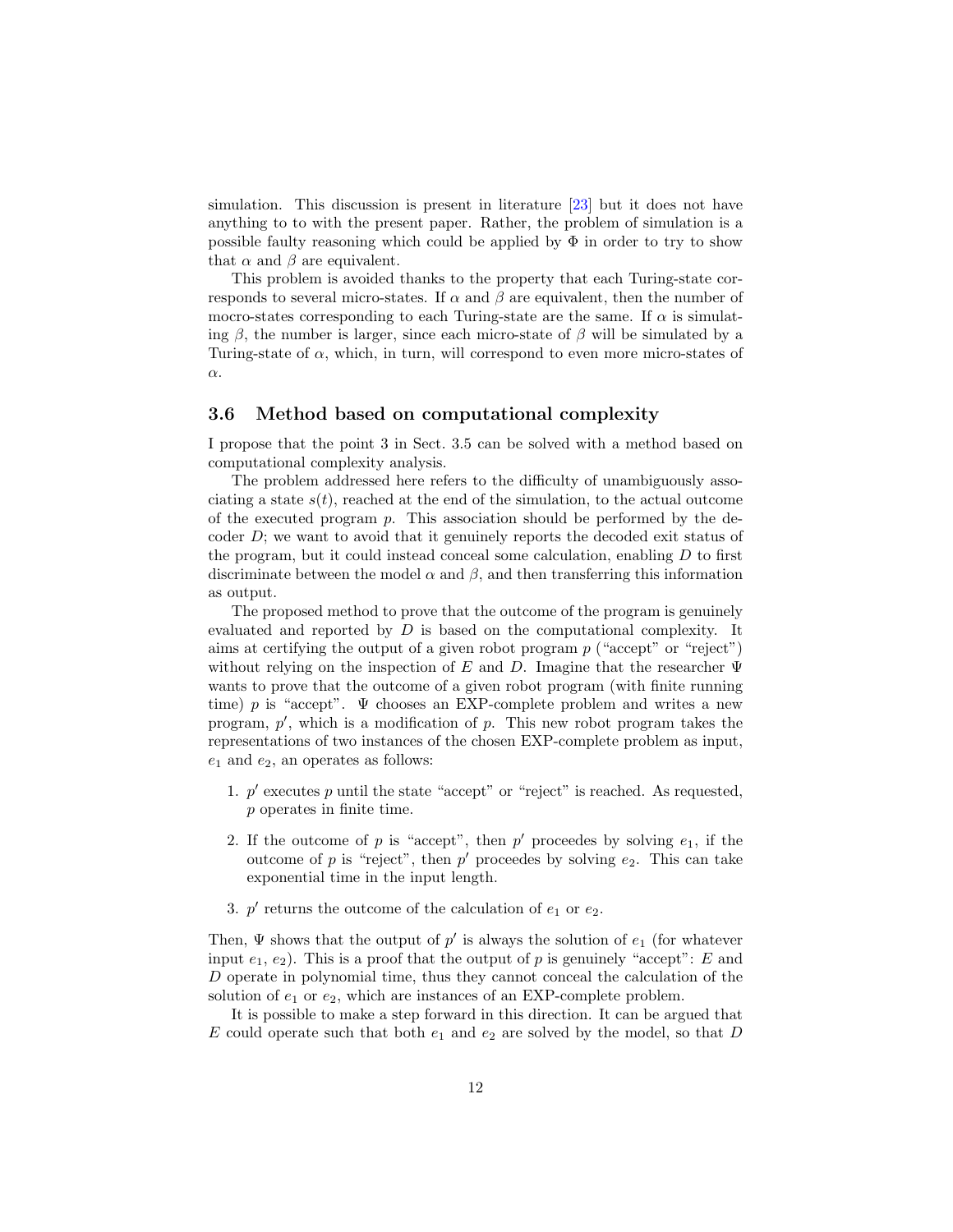simulation. This discussion is present in literature [23] but it does not have anything to to with the present paper. Rather, the problem of simulation is a possible faulty reasoning which could be applied by $\Phi$ in order to try to show that $\alpha$ and $\beta$ are equivalent.

This problem is avoided thanks to the property that each Turing-state corresponds to several micro-states. If $\alpha$ and $\beta$ are equivalent, then the number of mocro-states corresponding to each Turing-state are the same. If $\alpha$ is simulating $\beta$, the number is larger, since each micro-state of $\beta$ will be simulated by a Turing-state of $\alpha$, which, in turn, will correspond to even more micro-states of $\alpha$.

### 3.6 Method based on computational complexity

I propose that the point 3 in Sect. 3.5 can be solved with a method based on computational complexity analysis.

The problem addressed here refers to the difficulty of unambiguously associating a state $s(t)$, reached at the end of the simulation, to the actual outcome of the executed program $p$. This association should be performed by the decoder $D$; we want to avoid that it genuinely reports the decoded exit status of the program, but it could instead conceal some calculation, enabling $D$ to first discriminate between the model $\alpha$ and $\beta$, and then transferring this information as output.

The proposed method to prove that the outcome of the program is genuinely evaluated and reported by $D$ is based on the computational complexity. It aims at certifying the output of a given robot program $p$ ("accept" or "reject") without relying on the inspection of $E$ and $D$. Imagine that the researcher $\Psi$ wants to prove that the outcome of a given robot program (with finite running time) $p$ is "accept". $\Psi$ chooses an EXP-complete problem and writes a new program, $p'$, which is a modification of $p$. This new robot program takes the representations of two instances of the chosen EXP-complete problem as input, $e_1$ and $e_2$, an operates as follows:

1. $p'$ executes $p$ until the state "accept" or "reject" is reached. As requested, $p$ operates in finite time.
2. If the outcome of $p$ is "accept", then $p'$ proceedes by solving $e_1$, if the outcome of $p$ is "reject", then $p'$ proceedes by solving $e_2$. This can take exponential time in the input length.
3. $p'$ returns the outcome of the calculation of $e_1$ or $e_2$.

Then, $\Psi$ shows that the output of $p'$ is always the solution of $e_1$ (for whatever input $e_1$, $e_2$). This is a proof that the output of $p$ is genuinely "accept": $E$ and $D$ operate in polynomial time, thus they cannot conceal the calculation of the solution of $e_1$ or $e_2$, which are instances of an EXP-complete problem.

It is possible to make a step forward in this direction. It can be argued that $E$ could operate such that both $e_1$ and $e_2$ are solved by the model, so that $D$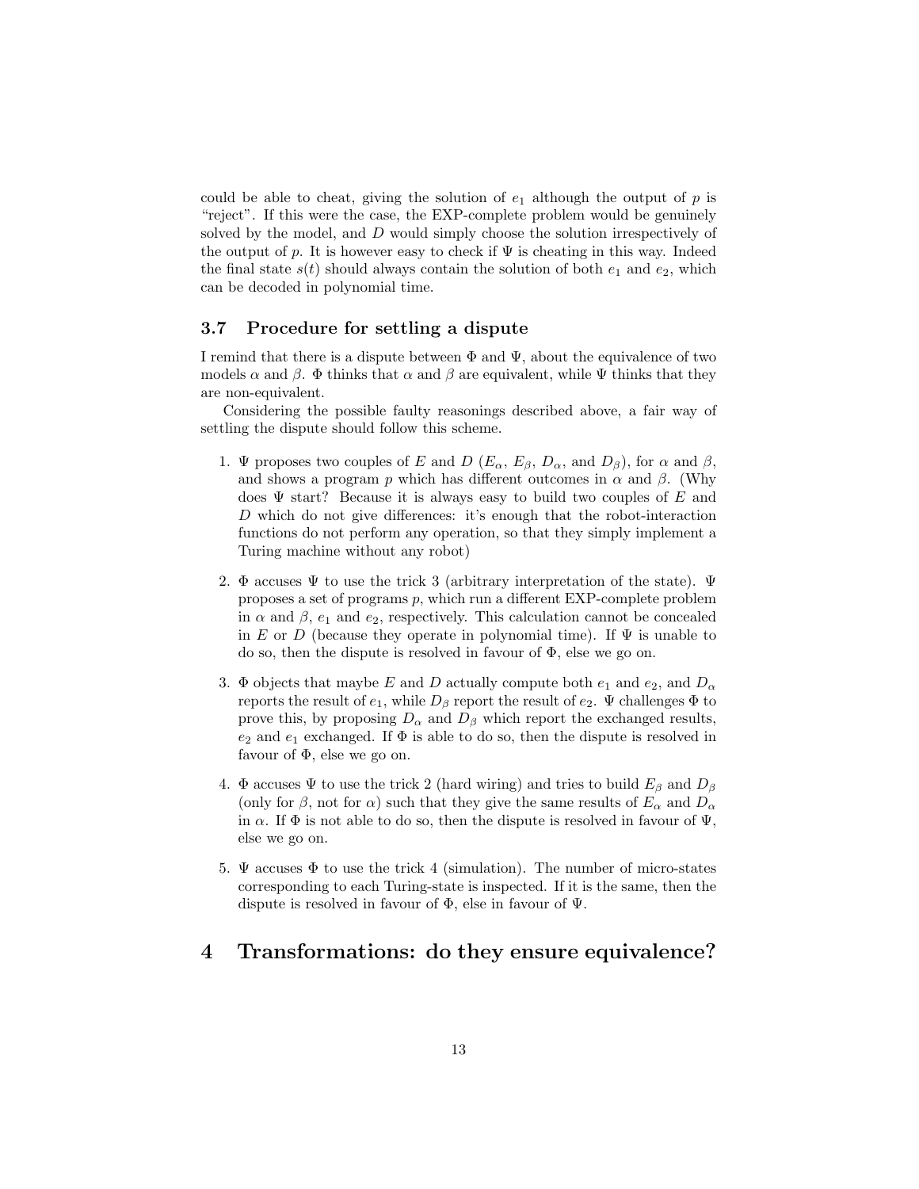could be able to cheat, giving the solution of $e_1$ although the output of $p$ is "reject". If this were the case, the EXP-complete problem would be genuinely solved by the model, and $D$ would simply choose the solution irrespectively of the output of $p$. It is however easy to check if $\Psi$ is cheating in this way. Indeed the final state $s(t)$ should always contain the solution of both $e_1$ and $e_2$, which can be decoded in polynomial time.

### 3.7 Procedure for settling a dispute

I remind that there is a dispute between $\Phi$ and $\Psi$, about the equivalence of two models $\alpha$ and $\beta$. $\Phi$ thinks that $\alpha$ and $\beta$ are equivalent, while $\Psi$ thinks that they are non-equivalent.

Considering the possible faulty reasonings described above, a fair way of settling the dispute should follow this scheme.

1. $\Psi$ proposes two couples of $E$ and $D$ ($E_\alpha$, $E_\beta$, $D_\alpha$, and $D_\beta$), for $\alpha$ and $\beta$, and shows a program $p$ which has different outcomes in $\alpha$ and $\beta$. (Why does $\Psi$ start? Because it is always easy to build two couples of $E$ and $D$ which do not give differences: it's enough that the robot-interaction functions do not perform any operation, so that they simply implement a Turing machine without any robot)

2. $\Phi$ accuses $\Psi$ to use the trick 3 (arbitrary interpretation of the state). $\Psi$ proposes a set of programs $p$, which run a different EXP-complete problem in $\alpha$ and $\beta$, $e_1$ and $e_2$, respectively. This calculation cannot be concealed in $E$ or $D$ (because they operate in polynomial time). If $\Psi$ is unable to do so, then the dispute is resolved in favour of $\Phi$, else we go on.

3. $\Phi$ objects that maybe $E$ and $D$ actually compute both $e_1$ and $e_2$, and $D_\alpha$ reports the result of $e_1$, while $D_\beta$ report the result of $e_2$. $\Psi$ challenges $\Phi$ to prove this, by proposing $D_\alpha$ and $D_\beta$ which report the exchanged results, $e_2$ and $e_1$ exchanged. If $\Phi$ is able to do so, then the dispute is resolved in favour of $\Phi$, else we go on.

4. $\Phi$ accuses $\Psi$ to use the trick 2 (hard wiring) and tries to build $E_\beta$ and $D_\beta$ (only for $\beta$, not for $\alpha$) such that they give the same results of $E_\alpha$ and $D_\alpha$ in $\alpha$. If $\Phi$ is not able to do so, then the dispute is resolved in favour of $\Psi$, else we go on.

5. $\Psi$ accuses $\Phi$ to use the trick 4 (simulation). The number of micro-states corresponding to each Turing-state is inspected. If it is the same, then the dispute is resolved in favour of $\Phi$, else in favour of $\Psi$.

# 4 Transformations: do they ensure equivalence?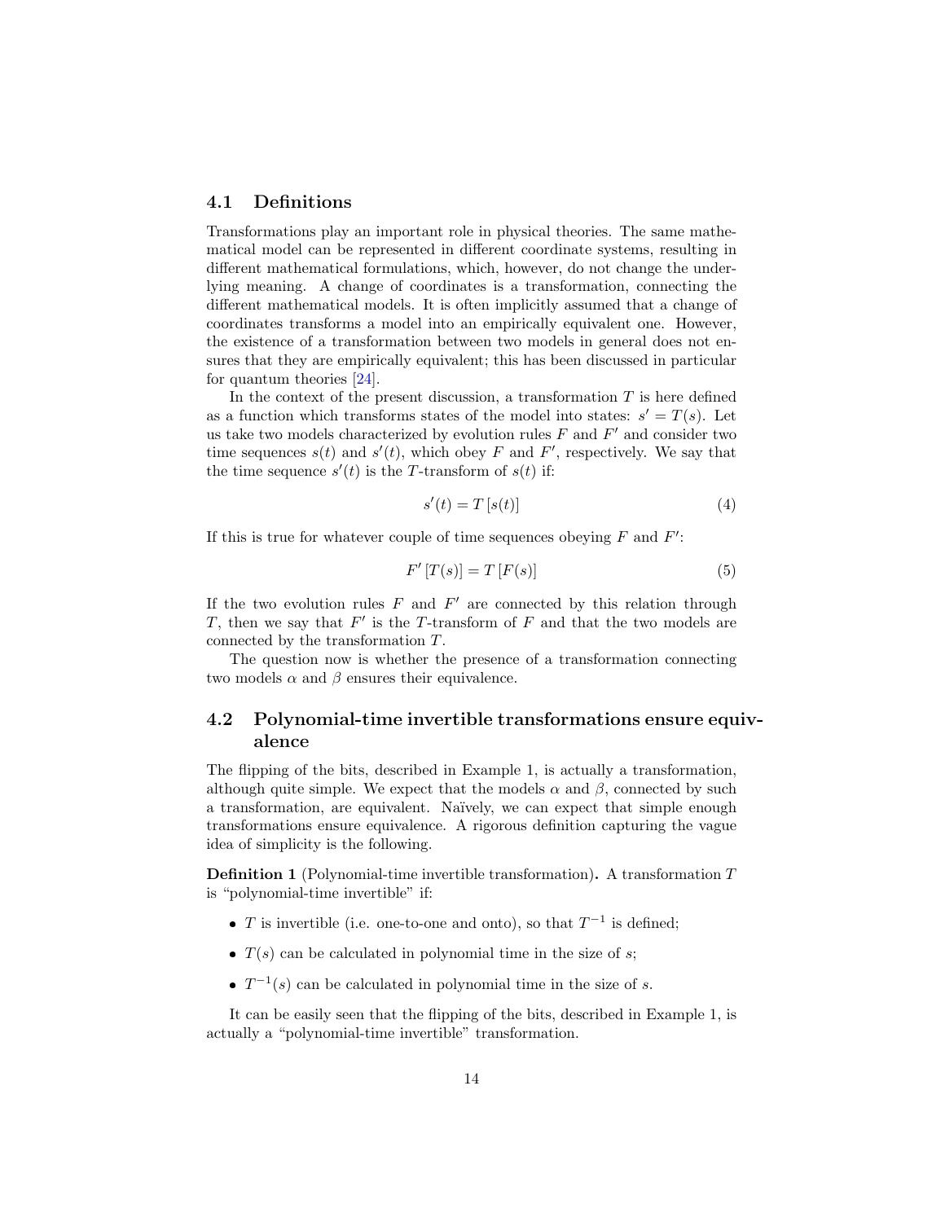## 4.1 Definitions

Transformations play an important role in physical theories. The same mathematical model can be represented in different coordinate systems, resulting in different mathematical formulations, which, however, do not change the underlying meaning. A change of coordinates is a transformation, connecting the different mathematical models. It is often implicitly assumed that a change of coordinates transforms a model into an empirically equivalent one. However, the existence of a transformation between two models in general does not ensures that they are empirically equivalent; this has been discussed in particular for quantum theories [24].

In the context of the present discussion, a transformation $T$ is here defined as a function which transforms states of the model into states: $s' = T(s)$. Let us take two models characterized by evolution rules $F$ and $F'$ and consider two time sequences $s(t)$ and $s'(t)$, which obey $F$ and $F'$, respectively. We say that the time sequence $s'(t)$ is the $T$-transform of $s(t)$ if:

$$s'(t) = T\left[s(t)\right] \tag{4}$$

If this is true for whatever couple of time sequences obeying $F$ and $F'$:

$$F'\left[T(s)\right] = T\left[F(s)\right] \tag{5}$$

If the two evolution rules $F$ and $F'$ are connected by this relation through $T$, then we say that $F'$ is the $T$-transform of $F$ and that the two models are connected by the transformation $T$.

The question now is whether the presence of a transformation connecting two models $\alpha$ and $\beta$ ensures their equivalence.

## 4.2 Polynomial-time invertible transformations ensure equivalence

The flipping of the bits, described in Example 1, is actually a transformation, although quite simple. We expect that the models $\alpha$ and $\beta$, connected by such a transformation, are equivalent. Naïvely, we can expect that simple enough transformations ensure equivalence. A rigorous definition capturing the vague idea of simplicity is the following.

**Definition 1** (Polynomial-time invertible transformation)**.** A transformation $T$ is "polynomial-time invertible" if:

- $T$ is invertible (i.e. one-to-one and onto), so that $T^{-1}$ is defined;
- $T(s)$ can be calculated in polynomial time in the size of $s$;
- $T^{-1}(s)$ can be calculated in polynomial time in the size of $s$.

It can be easily seen that the flipping of the bits, described in Example 1, is actually a "polynomial-time invertible" transformation.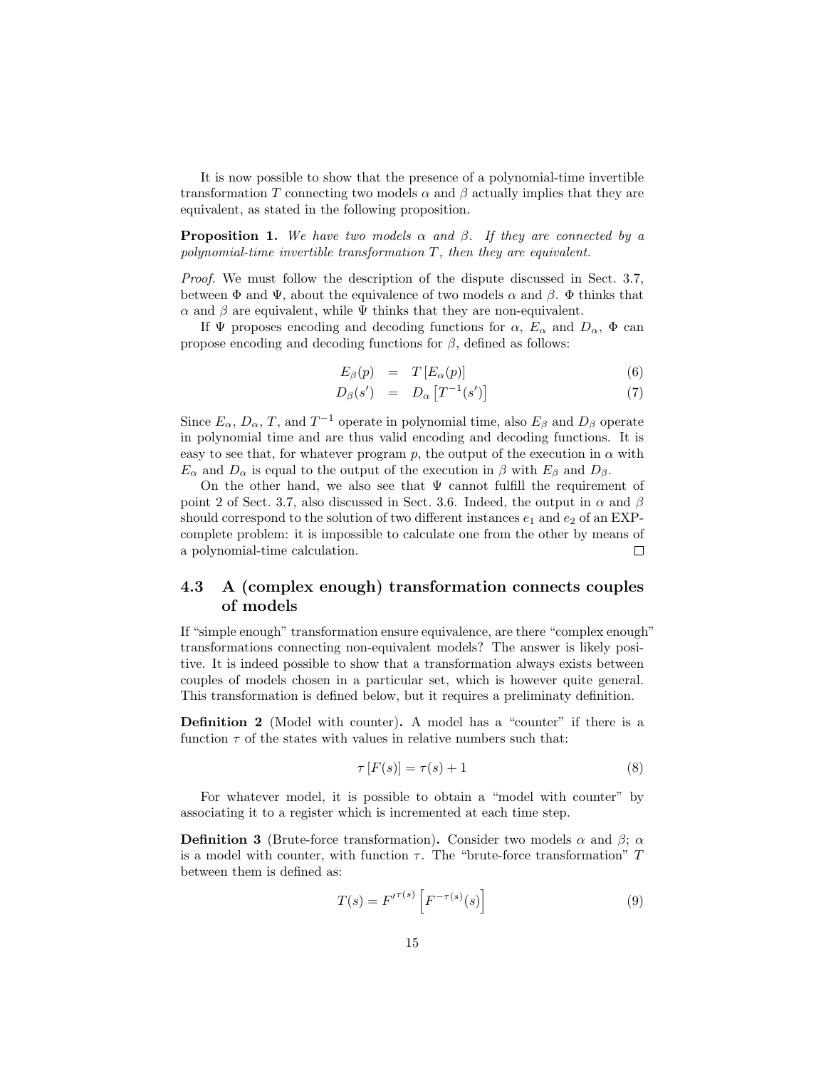It is now possible to show that the presence of a polynomial-time invertible transformation $T$ connecting two models $\alpha$ and $\beta$ actually implies that they are equivalent, as stated in the following proposition.

**Proposition 1.** *We have two models $\alpha$ and $\beta$. If they are connected by a polynomial-time invertible transformation $T$, then they are equivalent.*

*Proof.* We must follow the description of the dispute discussed in Sect. 3.7, between $\Phi$ and $\Psi$, about the equivalence of two models $\alpha$ and $\beta$. $\Phi$ thinks that $\alpha$ and $\beta$ are equivalent, while $\Psi$ thinks that they are non-equivalent.

If $\Psi$ proposes encoding and decoding functions for $\alpha$, $E_\alpha$ and $D_\alpha$, $\Phi$ can propose encoding and decoding functions for $\beta$, defined as follows:

$$E_\beta(p) \;=\; T\left[E_\alpha(p)\right] \tag{6}$$

$$D_\beta(s') \;=\; D_\alpha\left[T^{-1}(s')\right] \tag{7}$$

Since $E_\alpha$, $D_\alpha$, $T$, and $T^{-1}$ operate in polynomial time, also $E_\beta$ and $D_\beta$ operate in polynomial time and are thus valid encoding and decoding functions. It is easy to see that, for whatever program $p$, the output of the execution in $\alpha$ with $E_\alpha$ and $D_\alpha$ is equal to the output of the execution in $\beta$ with $E_\beta$ and $D_\beta$.

On the other hand, we also see that $\Psi$ cannot fulfill the requirement of point 2 of Sect. 3.7, also discussed in Sect. 3.6. Indeed, the output in $\alpha$ and $\beta$ should correspond to the solution of two different instances $e_1$ and $e_2$ of an EXP-complete problem: it is impossible to calculate one from the other by means of a polynomial-time calculation. ◻

### 4.3 A (complex enough) transformation connects couples of models

If "simple enough" transformation ensure equivalence, are there "complex enough" transformations connecting non-equivalent models? The answer is likely positive. It is indeed possible to show that a transformation always exists between couples of models chosen in a particular set, which is however quite general. This transformation is defined below, but it requires a preliminaty definition.

**Definition 2** (Model with counter)**.** A model has a "counter" if there is a function $\tau$ of the states with values in relative numbers such that:

$$\tau\left[F(s)\right] = \tau(s) + 1 \tag{8}$$

For whatever model, it is possible to obtain a "model with counter" by associating it to a register which is incremented at each time step.

**Definition 3** (Brute-force transformation)**.** Consider two models $\alpha$ and $\beta$; $\alpha$ is a model with counter, with function $\tau$. The "brute-force transformation" $T$ between them is defined as:

$$T(s) = {F'}^{\tau(s)}\left[F^{-\tau(s)}(s)\right] \tag{9}$$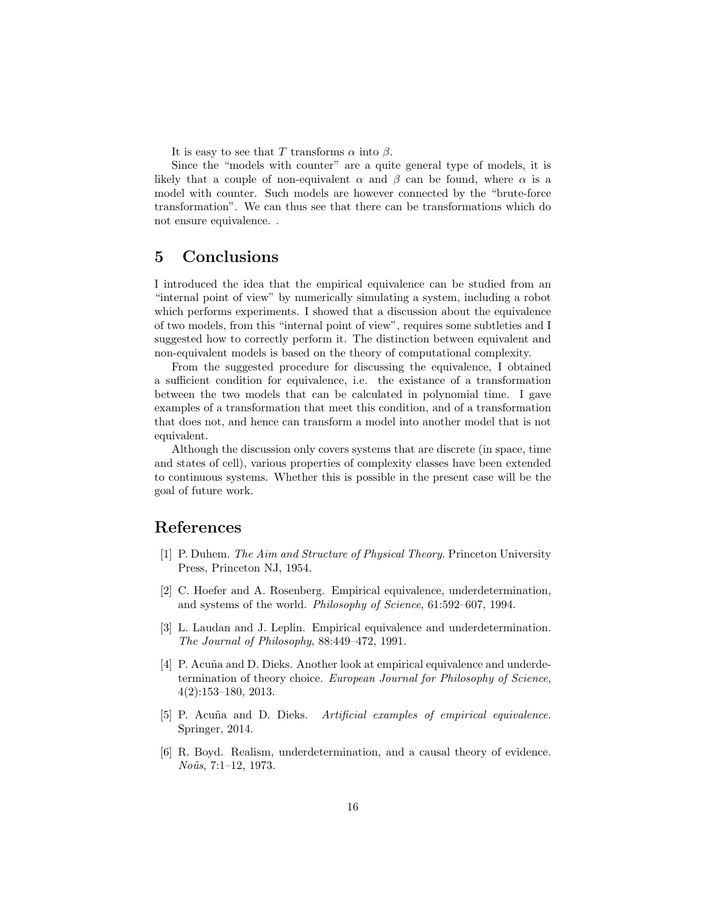It is easy to see that $T$ transforms $\alpha$ into $\beta$.

Since the "models with counter" are a quite general type of models, it is likely that a couple of non-equivalent $\alpha$ and $\beta$ can be found, where $\alpha$ is a model with counter. Such models are however connected by the "brute-force transformation". We can thus see that there can be transformations which do not ensure equivalence. .

## 5 Conclusions

I introduced the idea that the empirical equivalence can be studied from an "internal point of view" by numerically simulating a system, including a robot which performs experiments. I showed that a discussion about the equivalence of two models, from this "internal point of view", requires some subtleties and I suggested how to correctly perform it. The distinction between equivalent and non-equivalent models is based on the theory of computational complexity.

From the suggested procedure for discussing the equivalence, I obtained a sufficient condition for equivalence, i.e. the existance of a transformation between the two models that can be calculated in polynomial time. I gave examples of a transformation that meet this condition, and of a transformation that does not, and hence can transform a model into another model that is not equivalent.

Although the discussion only covers systems that are discrete (in space, time and states of cell), various properties of complexity classes have been extended to continuous systems. Whether this is possible in the present case will be the goal of future work.

## References

[1] P. Duhem. *The Aim and Structure of Physical Theory*. Princeton University Press, Princeton NJ, 1954.

[2] C. Hoefer and A. Rosenberg. Empirical equivalence, underdetermination, and systems of the world. *Philosophy of Science*, 61:592–607, 1994.

[3] L. Laudan and J. Leplin. Empirical equivalence and underdetermination. *The Journal of Philosophy*, 88:449–472, 1991.

[4] P. Acuña and D. Dieks. Another look at empirical equivalence and underdetermination of theory choice. *European Journal for Philosophy of Science*, 4(2):153–180, 2013.

[5] P. Acuña and D. Dieks. *Artificial examples of empirical equivalence*. Springer, 2014.

[6] R. Boyd. Realism, underdetermination, and a causal theory of evidence. *Noûs*, 7:1–12, 1973.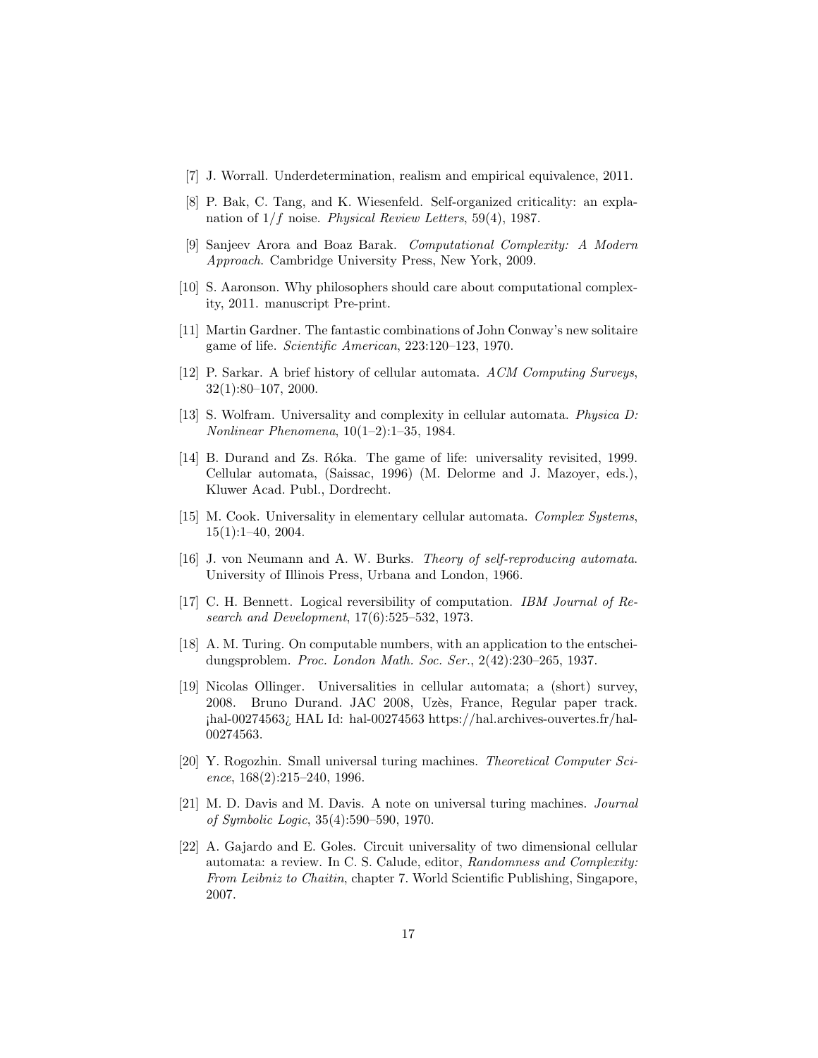[7] J. Worrall. Underdetermination, realism and empirical equivalence, 2011.

[8] P. Bak, C. Tang, and K. Wiesenfeld. Self-organized criticality: an explanation of $1/f$ noise. *Physical Review Letters*, 59(4), 1987.

[9] Sanjeev Arora and Boaz Barak. *Computational Complexity: A Modern Approach*. Cambridge University Press, New York, 2009.

[10] S. Aaronson. Why philosophers should care about computational complexity, 2011. manuscript Pre-print.

[11] Martin Gardner. The fantastic combinations of John Conway's new solitaire game of life. *Scientific American*, 223:120–123, 1970.

[12] P. Sarkar. A brief history of cellular automata. *ACM Computing Surveys*, 32(1):80–107, 2000.

[13] S. Wolfram. Universality and complexity in cellular automata. *Physica D: Nonlinear Phenomena*, 10(1–2):1–35, 1984.

[14] B. Durand and Zs. Róka. The game of life: universality revisited, 1999. Cellular automata, (Saissac, 1996) (M. Delorme and J. Mazoyer, eds.), Kluwer Acad. Publ., Dordrecht.

[15] M. Cook. Universality in elementary cellular automata. *Complex Systems*, 15(1):1–40, 2004.

[16] J. von Neumann and A. W. Burks. *Theory of self-reproducing automata*. University of Illinois Press, Urbana and London, 1966.

[17] C. H. Bennett. Logical reversibility of computation. *IBM Journal of Research and Development*, 17(6):525–532, 1973.

[18] A. M. Turing. On computable numbers, with an application to the entscheidungsproblem. *Proc. London Math. Soc. Ser.*, 2(42):230–265, 1937.

[19] Nicolas Ollinger. Universalities in cellular automata; a (short) survey, 2008. Bruno Durand. JAC 2008, Uzès, France, Regular paper track. ¡hal-00274563¿ HAL Id: hal-00274563 https://hal.archives-ouvertes.fr/hal-00274563.

[20] Y. Rogozhin. Small universal turing machines. *Theoretical Computer Science*, 168(2):215–240, 1996.

[21] M. D. Davis and M. Davis. A note on universal turing machines. *Journal of Symbolic Logic*, 35(4):590–590, 1970.

[22] A. Gajardo and E. Goles. Circuit universality of two dimensional cellular automata: a review. In C. S. Calude, editor, *Randomness and Complexity: From Leibniz to Chaitin*, chapter 7. World Scientific Publishing, Singapore, 2007.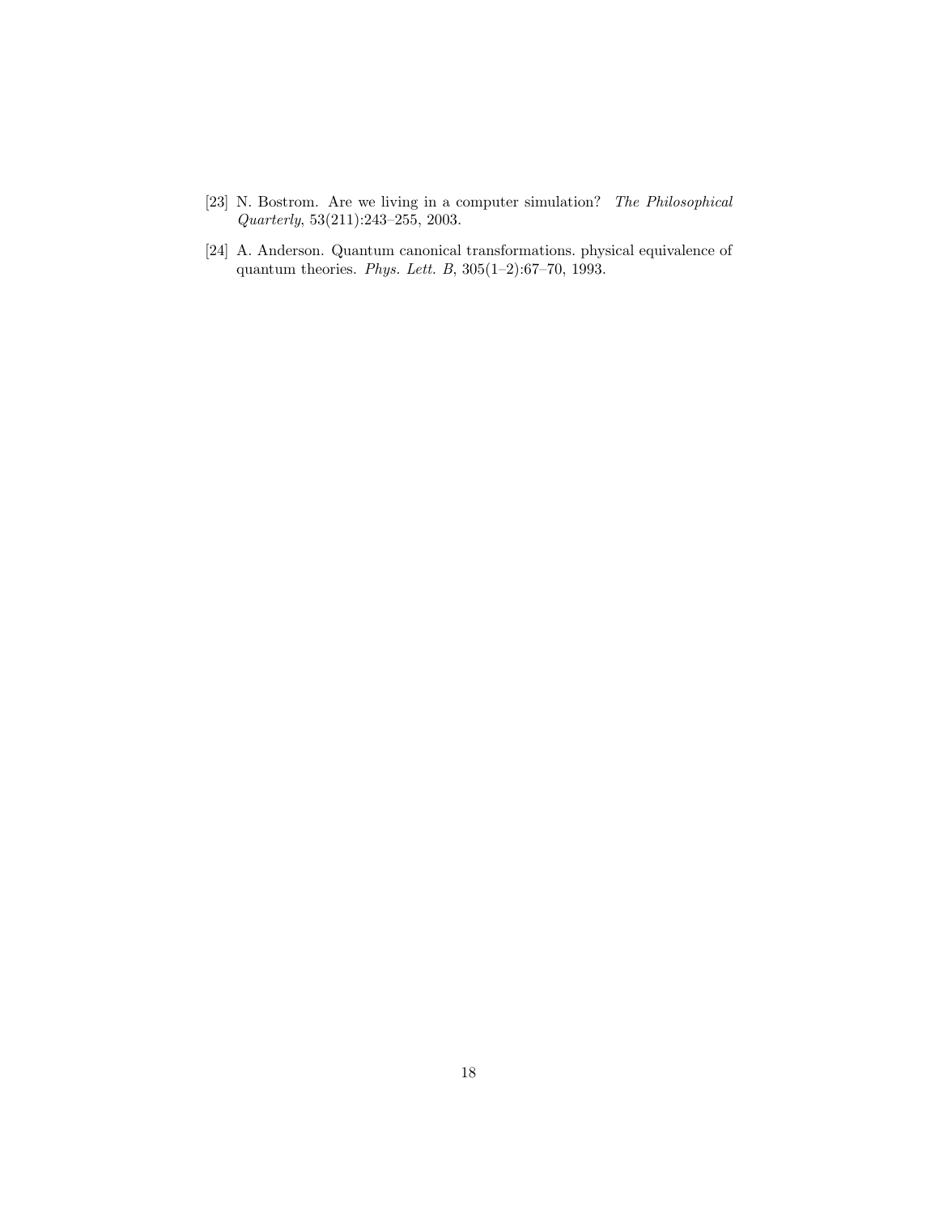[23] N. Bostrom. Are we living in a computer simulation? *The Philosophical Quarterly*, 53(211):243–255, 2003.

[24] A. Anderson. Quantum canonical transformations. physical equivalence of quantum theories. *Phys. Lett. B*, 305(1–2):67–70, 1993.